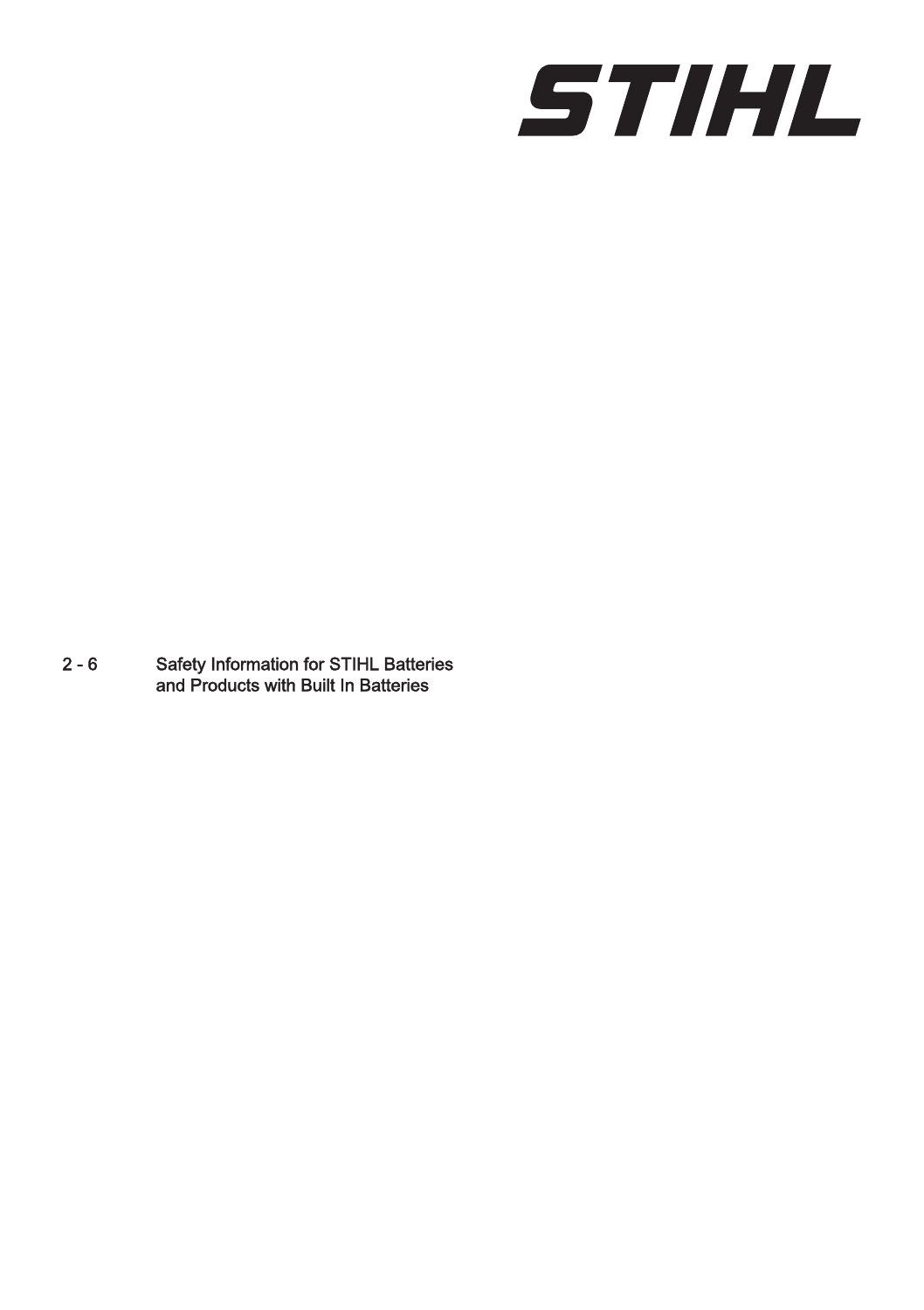STIHL

2 - 6 Safety Information for STIHL Batteries and Products with Built In Batteries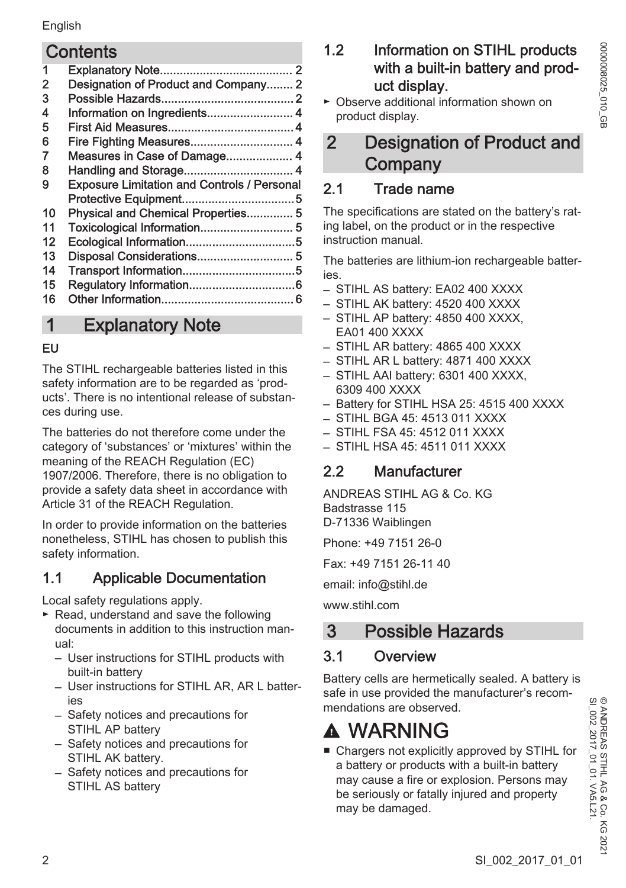## Contents

1 Explanatory Note........................................ 2
2 Designation of Product and Company........ 2
3 Possible Hazards........................................ 2
4 Information on Ingredients.......................... 4
5 First Aid Measures...................................... 4
6 Fire Fighting Measures............................... 4
7 Measures in Case of Damage.................... 4
8 Handling and Storage................................. 4
9 Exposure Limitation and Controls / Personal Protective Equipment.................................. 5
10 Physical and Chemical Properties.............. 5
11 Toxicological Information............................ 5
12 Ecological Information.................................5
13 Disposal Considerations............................. 5
14 Transport Information..................................5
15 Regulatory Information................................6
16 Other Information........................................ 6

# 1 Explanatory Note

**EU**

The STIHL rechargeable batteries listed in this safety information are to be regarded as 'products'. There is no intentional release of substances during use.

The batteries do not therefore come under the category of 'substances' or 'mixtures' within the meaning of the REACH Regulation (EC) 1907/2006. Therefore, there is no obligation to provide a safety data sheet in accordance with Article 31 of the REACH Regulation.

In order to provide information on the batteries nonetheless, STIHL has chosen to publish this safety information.

## 1.1 Applicable Documentation

Local safety regulations apply.

► Read, understand and save the following documents in addition to this instruction manual:
  - User instructions for STIHL products with built-in battery
  - User instructions for STIHL AR, AR L batteries
  - Safety notices and precautions for STIHL AP battery
  - Safety notices and precautions for STIHL AK battery.
  - Safety notices and precautions for STIHL AS battery

## 1.2 Information on STIHL products with a built-in battery and product display.

► Observe additional information shown on product display.

# 2 Designation of Product and Company

## 2.1 Trade name

The specifications are stated on the battery's rating label, on the product or in the respective instruction manual.

The batteries are lithium-ion rechargeable batteries.

- STIHL AS battery: EA02 400 XXXX
- STIHL AK battery: 4520 400 XXXX
- STIHL AP battery: 4850 400 XXXX, EA01 400 XXXX
- STIHL AR battery: 4865 400 XXXX
- STIHL AR L battery: 4871 400 XXXX
- STIHL AAI battery: 6301 400 XXXX, 6309 400 XXXX
- Battery for STIHL HSA 25: 4515 400 XXXX
- STIHL BGA 45: 4513 011 XXXX
- STIHL FSA 45: 4512 011 XXXX
- STIHL HSA 45: 4511 011 XXXX

## 2.2 Manufacturer

ANDREAS STIHL AG & Co. KG
Badstrasse 115
D-71336 Waiblingen

Phone: +49 7151 26-0

Fax: +49 7151 26-11 40

email: info@stihl.de

www.stihl.com

# 3 Possible Hazards

## 3.1 Overview

Battery cells are hermetically sealed. A battery is safe in use provided the manufacturer's recommendations are observed.

**⚠ WARNING**

- Chargers not explicitly approved by STIHL for a battery or products with a built-in battery may cause a fire or explosion. Persons may be seriously or fatally injured and property may be damaged.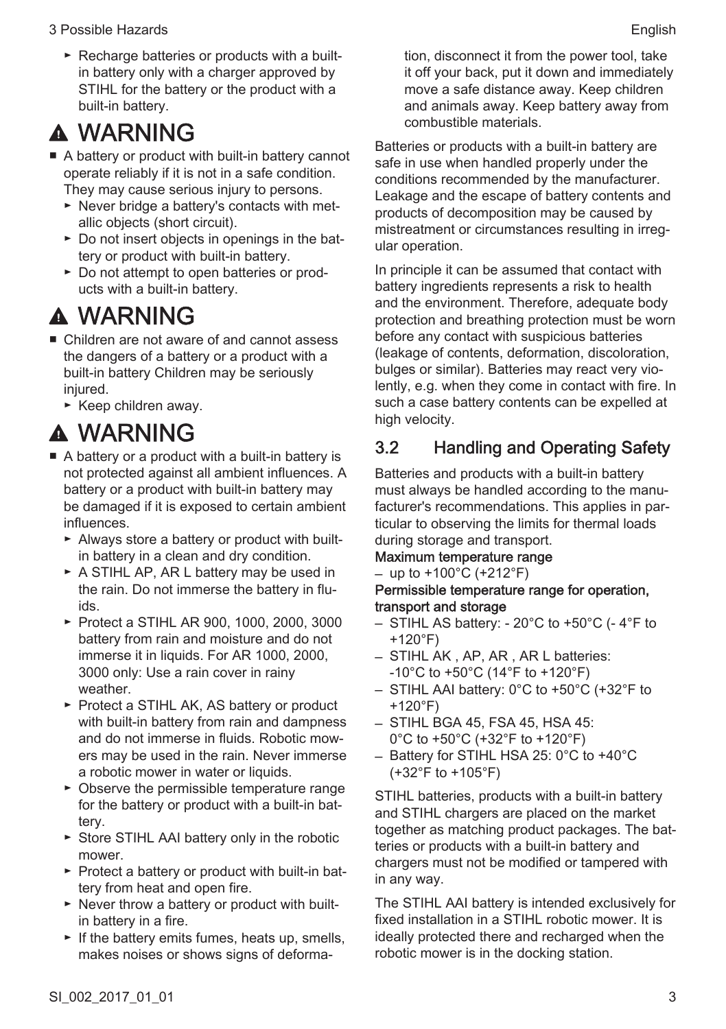- ► Recharge batteries or products with a built-in battery only with a charger approved by STIHL for the battery or the product with a built-in battery.

## ⚠ WARNING

- A battery or product with built-in battery cannot operate reliably if it is not in a safe condition. They may cause serious injury to persons.
  - ► Never bridge a battery's contacts with metallic objects (short circuit).
  - ► Do not insert objects in openings in the battery or product with built-in battery.
  - ► Do not attempt to open batteries or products with a built-in battery.

## ⚠ WARNING

- Children are not aware of and cannot assess the dangers of a battery or a product with a built-in battery Children may be seriously injured.
  - ► Keep children away.

## ⚠ WARNING

- A battery or a product with a built-in battery is not protected against all ambient influences. A battery or a product with built-in battery may be damaged if it is exposed to certain ambient influences.
  - ► Always store a battery or product with built-in battery in a clean and dry condition.
  - ► A STIHL AP, AR L battery may be used in the rain. Do not immerse the battery in fluids.
  - ► Protect a STIHL AR 900, 1000, 2000, 3000 battery from rain and moisture and do not immerse it in liquids. For AR 1000, 2000, 3000 only: Use a rain cover in rainy weather.
  - ► Protect a STIHL AK, AS battery or product with built-in battery from rain and dampness and do not immerse in fluids. Robotic mowers may be used in the rain. Never immerse a robotic mower in water or liquids.
  - ► Observe the permissible temperature range for the battery or product with a built-in battery.
  - ► Store STIHL AAI battery only in the robotic mower.
  - ► Protect a battery or product with built-in battery from heat and open fire.
  - ► Never throw a battery or product with built-in battery in a fire.
  - ► If the battery emits fumes, heats up, smells, makes noises or shows signs of deformation, disconnect it from the power tool, take it off your back, put it down and immediately move a safe distance away. Keep children and animals away. Keep battery away from combustible materials.

Batteries or products with a built-in battery are safe in use when handled properly under the conditions recommended by the manufacturer. Leakage and the escape of battery contents and products of decomposition may be caused by mistreatment or circumstances resulting in irregular operation.

In principle it can be assumed that contact with battery ingredients represents a risk to health and the environment. Therefore, adequate body protection and breathing protection must be worn before any contact with suspicious batteries (leakage of contents, deformation, discoloration, bulges or similar). Batteries may react very violently, e.g. when they come in contact with fire. In such a case battery contents can be expelled at high velocity.

## 3.2 Handling and Operating Safety

Batteries and products with a built-in battery must always be handled according to the manufacturer's recommendations. This applies in particular to observing the limits for thermal loads during storage and transport.

**Maximum temperature range**

- up to +100°C (+212°F)

**Permissible temperature range for operation, transport and storage**

- STIHL AS battery: - 20°C to +50°C (- 4°F to +120°F)
- STIHL AK , AP, AR , AR L batteries: -10°C to +50°C (14°F to +120°F)
- STIHL AAI battery: 0°C to +50°C (+32°F to +120°F)
- STIHL BGA 45, FSA 45, HSA 45: 0°C to +50°C (+32°F to +120°F)
- Battery for STIHL HSA 25: 0°C to +40°C (+32°F to +105°F)

STIHL batteries, products with a built-in battery and STIHL chargers are placed on the market together as matching product packages. The batteries or products with a built-in battery and chargers must not be modified or tampered with in any way.

The STIHL AAI battery is intended exclusively for fixed installation in a STIHL robotic mower. It is ideally protected there and recharged when the robotic mower is in the docking station.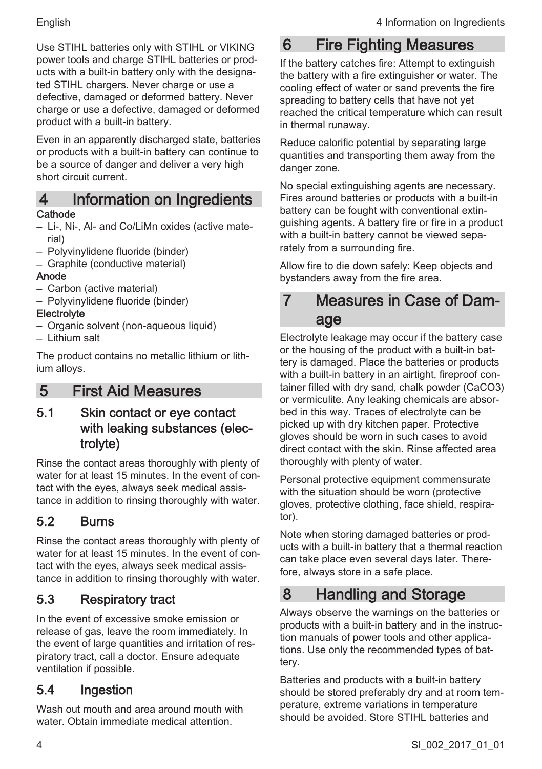Use STIHL batteries only with STIHL or VIKING power tools and charge STIHL batteries or products with a built-in battery only with the designated STIHL chargers. Never charge or use a defective, damaged or deformed battery. Never charge or use a defective, damaged or deformed product with a built-in battery.

Even in an apparently discharged state, batteries or products with a built-in battery can continue to be a source of danger and deliver a very high short circuit current.

# 4 Information on Ingredients

**Cathode**

- Li-, Ni-, Al- and Co/LiMn oxides (active material)
- Polyvinylidene fluoride (binder)
- Graphite (conductive material)

**Anode**

- Carbon (active material)
- Polyvinylidene fluoride (binder)

**Electrolyte**

- Organic solvent (non-aqueous liquid)
- Lithium salt

The product contains no metallic lithium or lithium alloys.

# 5 First Aid Measures

## 5.1 Skin contact or eye contact with leaking substances (electrolyte)

Rinse the contact areas thoroughly with plenty of water for at least 15 minutes. In the event of contact with the eyes, always seek medical assistance in addition to rinsing thoroughly with water.

## 5.2 Burns

Rinse the contact areas thoroughly with plenty of water for at least 15 minutes. In the event of contact with the eyes, always seek medical assistance in addition to rinsing thoroughly with water.

## 5.3 Respiratory tract

In the event of excessive smoke emission or release of gas, leave the room immediately. In the event of large quantities and irritation of respiratory tract, call a doctor. Ensure adequate ventilation if possible.

## 5.4 Ingestion

Wash out mouth and area around mouth with water. Obtain immediate medical attention.

# 6 Fire Fighting Measures

If the battery catches fire: Attempt to extinguish the battery with a fire extinguisher or water. The cooling effect of water or sand prevents the fire spreading to battery cells that have not yet reached the critical temperature which can result in thermal runaway.

Reduce calorific potential by separating large quantities and transporting them away from the danger zone.

No special extinguishing agents are necessary. Fires around batteries or products with a built-in battery can be fought with conventional extinguishing agents. A battery fire or fire in a product with a built-in battery cannot be viewed separately from a surrounding fire.

Allow fire to die down safely: Keep objects and bystanders away from the fire area.

# 7 Measures in Case of Damage

Electrolyte leakage may occur if the battery case or the housing of the product with a built-in battery is damaged. Place the batteries or products with a built-in battery in an airtight, fireproof container filled with dry sand, chalk powder ($CaCO_3$) or vermiculite. Any leaking chemicals are absorbed in this way. Traces of electrolyte can be picked up with dry kitchen paper. Protective gloves should be worn in such cases to avoid direct contact with the skin. Rinse affected area thoroughly with plenty of water.

Personal protective equipment commensurate with the situation should be worn (protective gloves, protective clothing, face shield, respirator).

Note when storing damaged batteries or products with a built-in battery that a thermal reaction can take place even several days later. Therefore, always store in a safe place.

# 8 Handling and Storage

Always observe the warnings on the batteries or products with a built-in battery and in the instruction manuals of power tools and other applications. Use only the recommended types of battery.

Batteries and products with a built-in battery should be stored preferably dry and at room temperature, extreme variations in temperature should be avoided. Store STIHL batteries and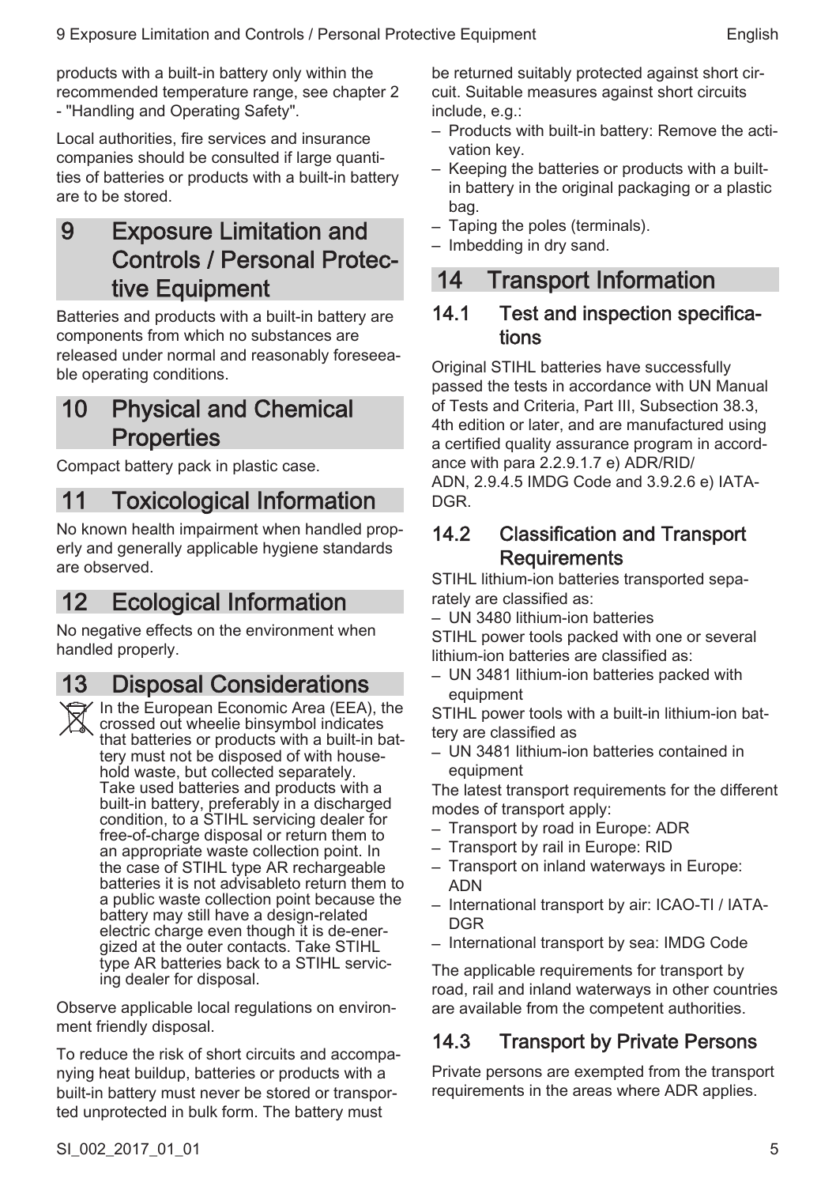products with a built-in battery only within the recommended temperature range, see chapter 2 - "Handling and Operating Safety".

Local authorities, fire services and insurance companies should be consulted if large quantities of batteries or products with a built-in battery are to be stored.

# 9 Exposure Limitation and Controls / Personal Protective Equipment

Batteries and products with a built-in battery are components from which no substances are released under normal and reasonably foreseeable operating conditions.

# 10 Physical and Chemical Properties

Compact battery pack in plastic case.

# 11 Toxicological Information

No known health impairment when handled properly and generally applicable hygiene standards are observed.

# 12 Ecological Information

No negative effects on the environment when handled properly.

# 13 Disposal Considerations

In the European Economic Area (EEA), the crossed out wheelie binsymbol indicates that batteries or products with a built-in battery must not be disposed of with household waste, but collected separately. Take used batteries and products with a built-in battery, preferably in a discharged condition, to a STIHL servicing dealer for free-of-charge disposal or return them to an appropriate waste collection point. In the case of STIHL type AR rechargeable batteries it is not advisableto return them to a public waste collection point because the battery may still have a design-related electric charge even though it is de-energized at the outer contacts. Take STIHL type AR batteries back to a STIHL servicing dealer for disposal.

Observe applicable local regulations on environment friendly disposal.

To reduce the risk of short circuits and accompanying heat buildup, batteries or products with a built-in battery must never be stored or transported unprotected in bulk form. The battery must be returned suitably protected against short circuit. Suitable measures against short circuits include, e.g.:

– Products with built-in battery: Remove the activation key.
– Keeping the batteries or products with a built-in battery in the original packaging or a plastic bag.
– Taping the poles (terminals).
– Imbedding in dry sand.

# 14 Transport Information

## 14.1 Test and inspection specifications

Original STIHL batteries have successfully passed the tests in accordance with UN Manual of Tests and Criteria, Part III, Subsection 38.3, 4th edition or later, and are manufactured using a certified quality assurance program in accordance with para 2.2.9.1.7 e) ADR/RID/ADN, 2.9.4.5 IMDG Code and 3.9.2.6 e) IATA-DGR.

## 14.2 Classification and Transport Requirements

STIHL lithium-ion batteries transported separately are classified as:

– UN 3480 lithium-ion batteries

STIHL power tools packed with one or several lithium-ion batteries are classified as:

– UN 3481 lithium-ion batteries packed with equipment

STIHL power tools with a built-in lithium-ion battery are classified as

– UN 3481 lithium-ion batteries contained in equipment

The latest transport requirements for the different modes of transport apply:

– Transport by road in Europe: ADR
– Transport by rail in Europe: RID
– Transport on inland waterways in Europe: ADN
– International transport by air: ICAO-TI / IATA-DGR
– International transport by sea: IMDG Code

The applicable requirements for transport by road, rail and inland waterways in other countries are available from the competent authorities.

## 14.3 Transport by Private Persons

Private persons are exempted from the transport requirements in the areas where ADR applies.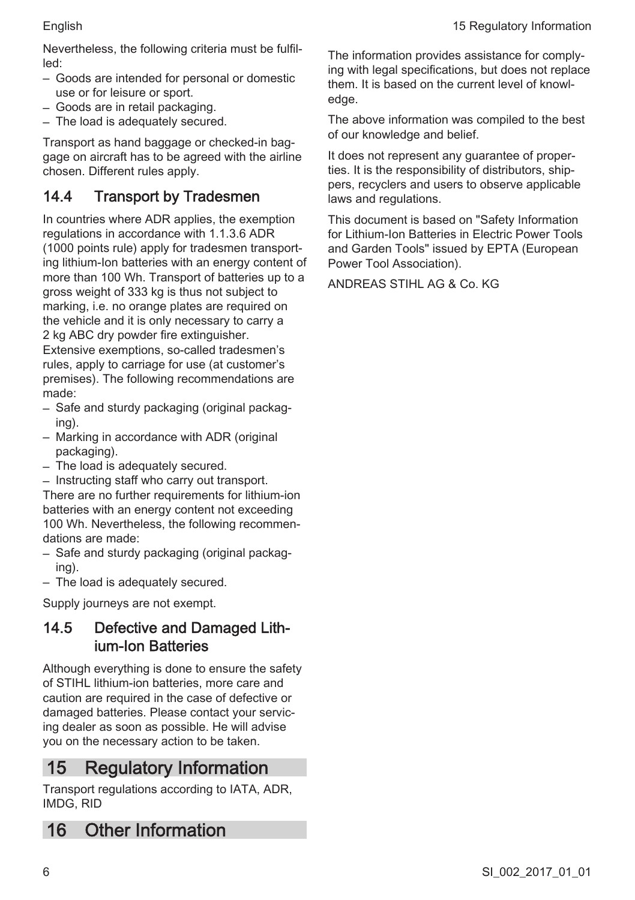Nevertheless, the following criteria must be fulfilled:

- Goods are intended for personal or domestic use or for leisure or sport.
- Goods are in retail packaging.
- The load is adequately secured.

Transport as hand baggage or checked-in baggage on aircraft has to be agreed with the airline chosen. Different rules apply.

## 14.4 Transport by Tradesmen

In countries where ADR applies, the exemption regulations in accordance with 1.1.3.6 ADR (1000 points rule) apply for tradesmen transporting lithium-Ion batteries with an energy content of more than 100 Wh. Transport of batteries up to a gross weight of 333 kg is thus not subject to marking, i.e. no orange plates are required on the vehicle and it is only necessary to carry a 2 kg ABC dry powder fire extinguisher.
Extensive exemptions, so-called tradesmen's rules, apply to carriage for use (at customer's premises). The following recommendations are made:

- Safe and sturdy packaging (original packaging).
- Marking in accordance with ADR (original packaging).
- The load is adequately secured.
- Instructing staff who carry out transport.

There are no further requirements for lithium-ion batteries with an energy content not exceeding 100 Wh. Nevertheless, the following recommendations are made:

- Safe and sturdy packaging (original packaging).
- The load is adequately secured.

Supply journeys are not exempt.

## 14.5 Defective and Damaged Lithium-Ion Batteries

Although everything is done to ensure the safety of STIHL lithium-ion batteries, more care and caution are required in the case of defective or damaged batteries. Please contact your servicing dealer as soon as possible. He will advise you on the necessary action to be taken.

# 15 Regulatory Information

Transport regulations according to IATA, ADR, IMDG, RID

# 16 Other Information

The information provides assistance for complying with legal specifications, but does not replace them. It is based on the current level of knowledge.

The above information was compiled to the best of our knowledge and belief.

It does not represent any guarantee of properties. It is the responsibility of distributors, shippers, recyclers and users to observe applicable laws and regulations.

This document is based on "Safety Information for Lithium-Ion Batteries in Electric Power Tools and Garden Tools" issued by EPTA (European Power Tool Association).

ANDREAS STIHL AG & Co. KG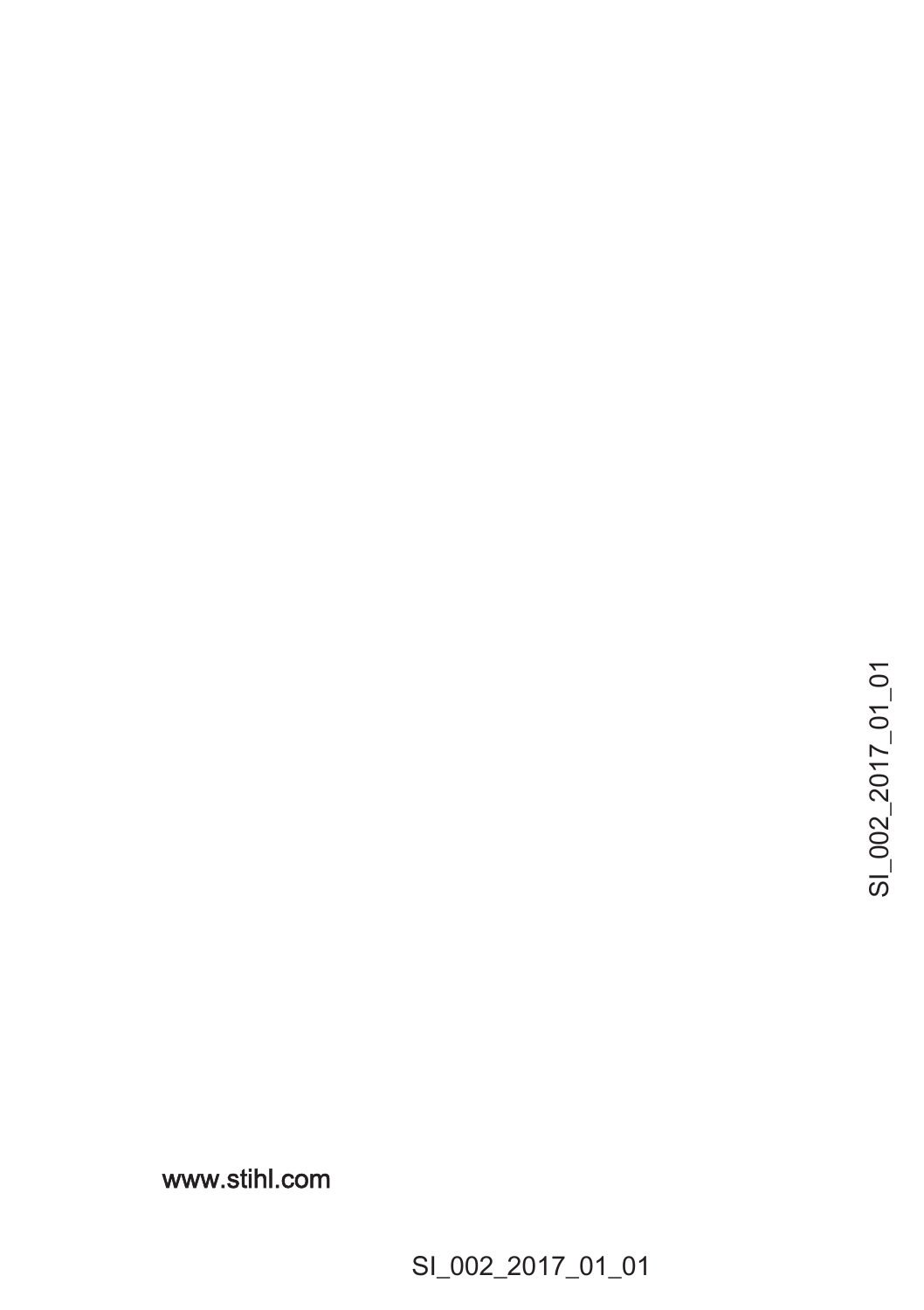SI_002_2017_01_01

www.stihl.com

SI_002_2017_01_01